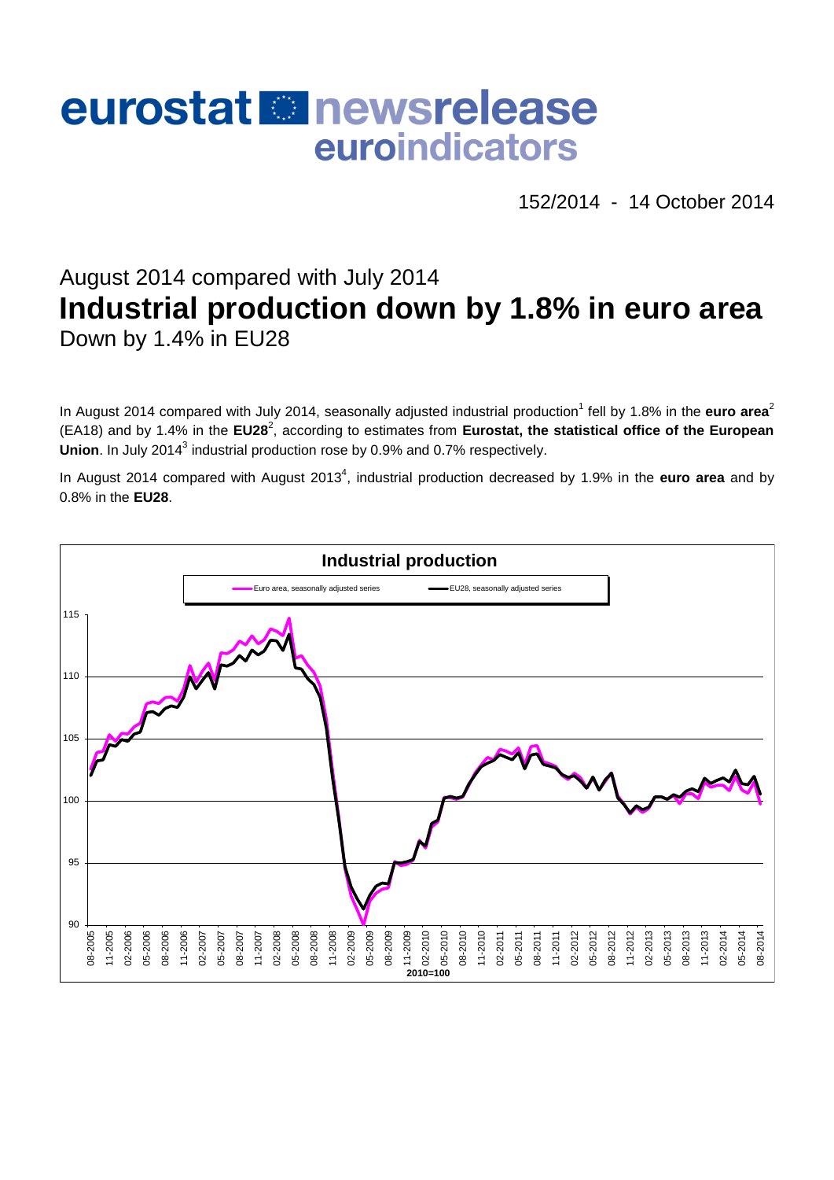# eurostat newsrelease euroindicators

152/2014 - 14 October 2014

## August 2014 compared with July 2014

# Industrial production down by 1.8% in euro area

### Down by 1.4% in EU28

In August 2014 compared with July 2014, seasonally adjusted industrial production[1] fell by 1.8% in the **euro area**[2] (EA18) and by 1.4% in the **EU28**[2], according to estimates from **Eurostat, the statistical office of the European Union**. In July 2014[3] industrial production rose by 0.9% and 0.7% respectively.

In August 2014 compared with August 2013[4], industrial production decreased by 1.9% in the **euro area** and by 0.8% in the **EU28**.

**Industrial production**

Euro area, seasonally adjusted series — EU28, seasonally adjusted series

2010=100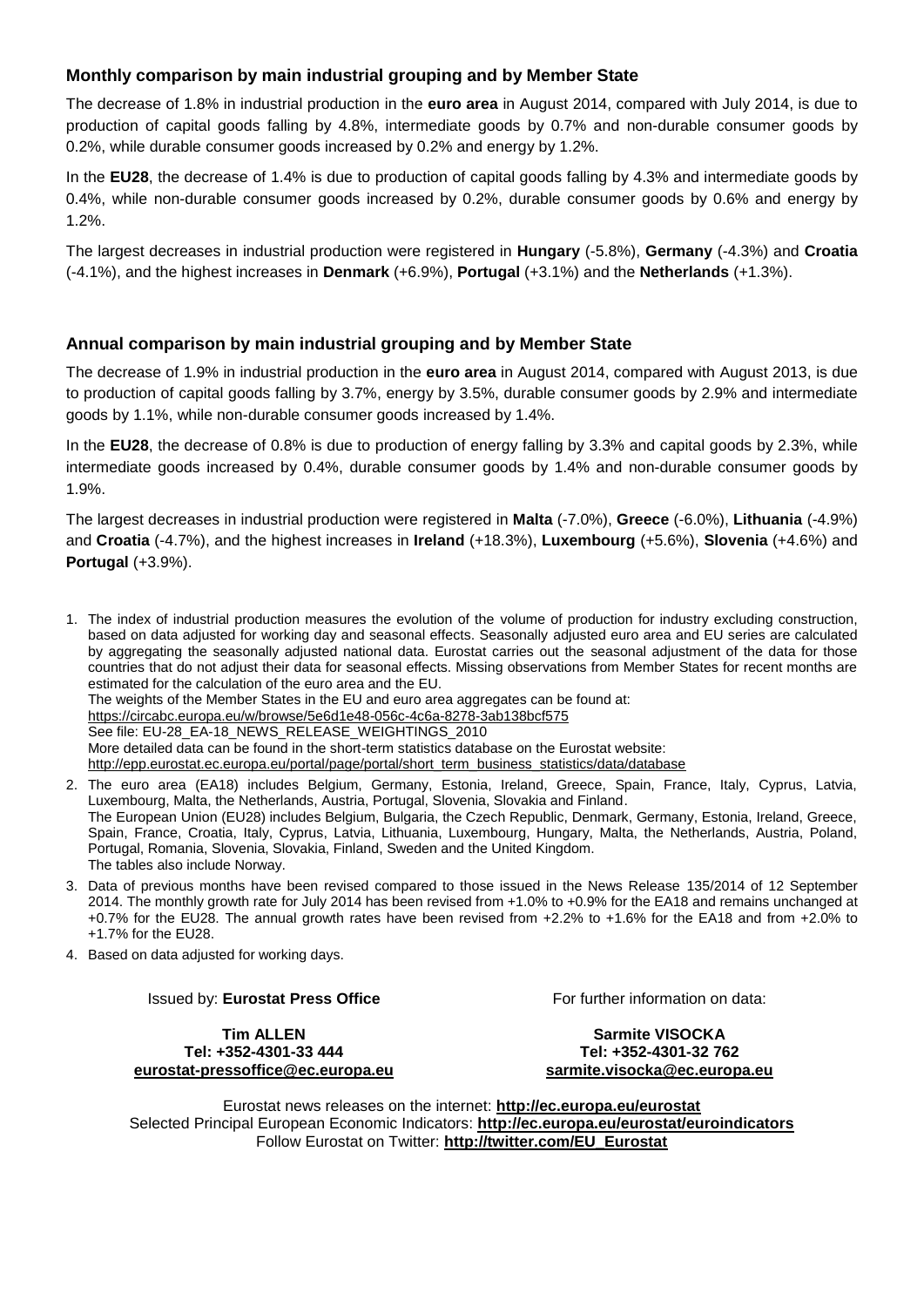## Monthly comparison by main industrial grouping and by Member State

The decrease of 1.8% in industrial production in the **euro area** in August 2014, compared with July 2014, is due to production of capital goods falling by 4.8%, intermediate goods by 0.7% and non-durable consumer goods by 0.2%, while durable consumer goods increased by 0.2% and energy by 1.2%.

In the **EU28**, the decrease of 1.4% is due to production of capital goods falling by 4.3% and intermediate goods by 0.4%, while non-durable consumer goods increased by 0.2%, durable consumer goods by 0.6% and energy by 1.2%.

The largest decreases in industrial production were registered in **Hungary** (-5.8%), **Germany** (-4.3%) and **Croatia** (-4.1%), and the highest increases in **Denmark** (+6.9%), **Portugal** (+3.1%) and the **Netherlands** (+1.3%).

## Annual comparison by main industrial grouping and by Member State

The decrease of 1.9% in industrial production in the **euro area** in August 2014, compared with August 2013, is due to production of capital goods falling by 3.7%, energy by 3.5%, durable consumer goods by 2.9% and intermediate goods by 1.1%, while non-durable consumer goods increased by 1.4%.

In the **EU28**, the decrease of 0.8% is due to production of energy falling by 3.3% and capital goods by 2.3%, while intermediate goods increased by 0.4%, durable consumer goods by 1.4% and non-durable consumer goods by 1.9%.

The largest decreases in industrial production were registered in **Malta** (-7.0%), **Greece** (-6.0%), **Lithuania** (-4.9%) and **Croatia** (-4.7%), and the highest increases in **Ireland** (+18.3%), **Luxembourg** (+5.6%), **Slovenia** (+4.6%) and **Portugal** (+3.9%).

1. The index of industrial production measures the evolution of the volume of production for industry excluding construction, based on data adjusted for working day and seasonal effects. Seasonally adjusted euro area and EU series are calculated by aggregating the seasonally adjusted national data. Eurostat carries out the seasonal adjustment of the data for those countries that do not adjust their data for seasonal effects. Missing observations from Member States for recent months are estimated for the calculation of the euro area and the EU.
   The weights of the Member States in the EU and euro area aggregates can be found at:
   https://circabc.europa.eu/w/browse/5e6d1e48-056c-4c6a-8278-3ab138bcf575
   See file: EU-28_EA-18_NEWS_RELEASE_WEIGHTINGS_2010
   More detailed data can be found in the short-term statistics database on the Eurostat website:
   http://epp.eurostat.ec.europa.eu/portal/page/portal/short_term_business_statistics/data/database
2. The euro area (EA18) includes Belgium, Germany, Estonia, Ireland, Greece, Spain, France, Italy, Cyprus, Latvia, Luxembourg, Malta, the Netherlands, Austria, Portugal, Slovenia, Slovakia and Finland.
   The European Union (EU28) includes Belgium, Bulgaria, the Czech Republic, Denmark, Germany, Estonia, Ireland, Greece, Spain, France, Croatia, Italy, Cyprus, Latvia, Lithuania, Luxembourg, Hungary, Malta, the Netherlands, Austria, Poland, Portugal, Romania, Slovenia, Slovakia, Finland, Sweden and the United Kingdom.
   The tables also include Norway.
3. Data of previous months have been revised compared to those issued in the News Release 135/2014 of 12 September 2014. The monthly growth rate for July 2014 has been revised from +1.0% to +0.9% for the EA18 and remains unchanged at +0.7% for the EU28. The annual growth rates have been revised from +2.2% to +1.6% for the EA18 and from +2.0% to +1.7% for the EU28.
4. Based on data adjusted for working days.

Issued by: **Eurostat Press Office**

**Tim ALLEN**
**Tel: +352-4301-33 444**
**eurostat-pressoffice@ec.europa.eu**

For further information on data:

**Sarmite VISOCKA**
**Tel: +352-4301-32 762**
**sarmite.visocka@ec.europa.eu**

Eurostat news releases on the internet: **http://ec.europa.eu/eurostat**
Selected Principal European Economic Indicators: **http://ec.europa.eu/eurostat/euroindicators**
Follow Eurostat on Twitter: **http://twitter.com/EU_Eurostat**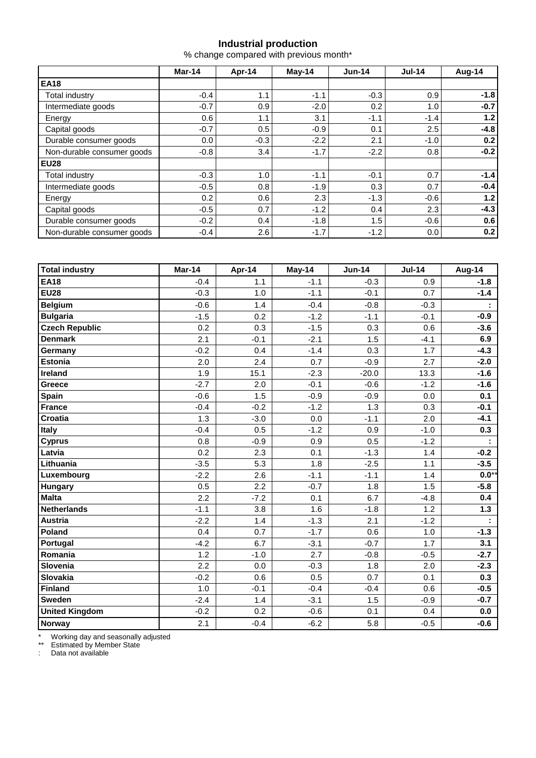# Industrial production

% change compared with previous month*

| | Mar-14 | Apr-14 | May-14 | Jun-14 | Jul-14 | Aug-14 |
|---|---|---|---|---|---|---|
| **EA18** | | | | | | |
| Total industry | -0.4 | 1.1 | -1.1 | -0.3 | 0.9 | **-1.8** |
| Intermediate goods | -0.7 | 0.9 | -2.0 | 0.2 | 1.0 | **-0.7** |
| Energy | 0.6 | 1.1 | 3.1 | -1.1 | -1.4 | **1.2** |
| Capital goods | -0.7 | 0.5 | -0.9 | 0.1 | 2.5 | **-4.8** |
| Durable consumer goods | 0.0 | -0.3 | -2.2 | 2.1 | -1.0 | **0.2** |
| Non-durable consumer goods | -0.8 | 3.4 | -1.7 | -2.2 | 0.8 | **-0.2** |
| **EU28** | | | | | | |
| Total industry | -0.3 | 1.0 | -1.1 | -0.1 | 0.7 | **-1.4** |
| Intermediate goods | -0.5 | 0.8 | -1.9 | 0.3 | 0.7 | **-0.4** |
| Energy | 0.2 | 0.6 | 2.3 | -1.3 | -0.6 | **1.2** |
| Capital goods | -0.5 | 0.7 | -1.2 | 0.4 | 2.3 | **-4.3** |
| Durable consumer goods | -0.2 | 0.4 | -1.8 | 1.5 | -0.6 | **0.6** |
| Non-durable consumer goods | -0.4 | 2.6 | -1.7 | -1.2 | 0.0 | **0.2** |

| **Total industry** | Mar-14 | Apr-14 | May-14 | Jun-14 | Jul-14 | Aug-14 |
|---|---|---|---|---|---|---|
| **EA18** | -0.4 | 1.1 | -1.1 | -0.3 | 0.9 | **-1.8** |
| **EU28** | -0.3 | 1.0 | -1.1 | -0.1 | 0.7 | **-1.4** |
| **Belgium** | -0.6 | 1.4 | -0.4 | -0.8 | -0.3 | **:** |
| **Bulgaria** | -1.5 | 0.2 | -1.2 | -1.1 | -0.1 | **-0.9** |
| **Czech Republic** | 0.2 | 0.3 | -1.5 | 0.3 | 0.6 | **-3.6** |
| **Denmark** | 2.1 | -0.1 | -2.1 | 1.5 | -4.1 | **6.9** |
| **Germany** | -0.2 | 0.4 | -1.4 | 0.3 | 1.7 | **-4.3** |
| **Estonia** | 2.0 | 2.4 | 0.7 | -0.9 | 2.7 | **-2.0** |
| **Ireland** | 1.9 | 15.1 | -2.3 | -20.0 | 13.3 | **-1.6** |
| **Greece** | -2.7 | 2.0 | -0.1 | -0.6 | -1.2 | **-1.6** |
| **Spain** | -0.6 | 1.5 | -0.9 | -0.9 | 0.0 | **0.1** |
| **France** | -0.4 | -0.2 | -1.2 | 1.3 | 0.3 | **-0.1** |
| **Croatia** | 1.3 | -3.0 | 0.0 | -1.1 | 2.0 | **-4.1** |
| **Italy** | -0.4 | 0.5 | -1.2 | 0.9 | -1.0 | **0.3** |
| **Cyprus** | 0.8 | -0.9 | 0.9 | 0.5 | -1.2 | **:** |
| **Latvia** | 0.2 | 2.3 | 0.1 | -1.3 | 1.4 | **-0.2** |
| **Lithuania** | -3.5 | 5.3 | 1.8 | -2.5 | 1.1 | **-3.5** |
| **Luxembourg** | -2.2 | 2.6 | -1.1 | -1.1 | 1.4 | **0.0****** |
| **Hungary** | 0.5 | 2.2 | -0.7 | 1.8 | 1.5 | **-5.8** |
| **Malta** | 2.2 | -7.2 | 0.1 | 6.7 | -4.8 | **0.4** |
| **Netherlands** | -1.1 | 3.8 | 1.6 | -1.8 | 1.2 | **1.3** |
| **Austria** | -2.2 | 1.4 | -1.3 | 2.1 | -1.2 | **:** |
| **Poland** | 0.4 | 0.7 | -1.7 | 0.6 | 1.0 | **-1.3** |
| **Portugal** | -4.2 | 6.7 | -3.1 | -0.7 | 1.7 | **3.1** |
| **Romania** | 1.2 | -1.0 | 2.7 | -0.8 | -0.5 | **-2.7** |
| **Slovenia** | 2.2 | 0.0 | -0.3 | 1.8 | 2.0 | **-2.3** |
| **Slovakia** | -0.2 | 0.6 | 0.5 | 0.7 | 0.1 | **0.3** |
| **Finland** | 1.0 | -0.1 | -0.4 | -0.4 | 0.6 | **-0.5** |
| **Sweden** | -2.4 | 1.4 | -3.1 | 1.5 | -0.9 | **-0.7** |
| **United Kingdom** | -0.2 | 0.2 | -0.6 | 0.1 | 0.4 | **0.0** |
| **Norway** | 2.1 | -0.4 | -6.2 | 5.8 | -0.5 | **-0.6** |

\* Working day and seasonally adjusted

** Estimated by Member State

: Data not available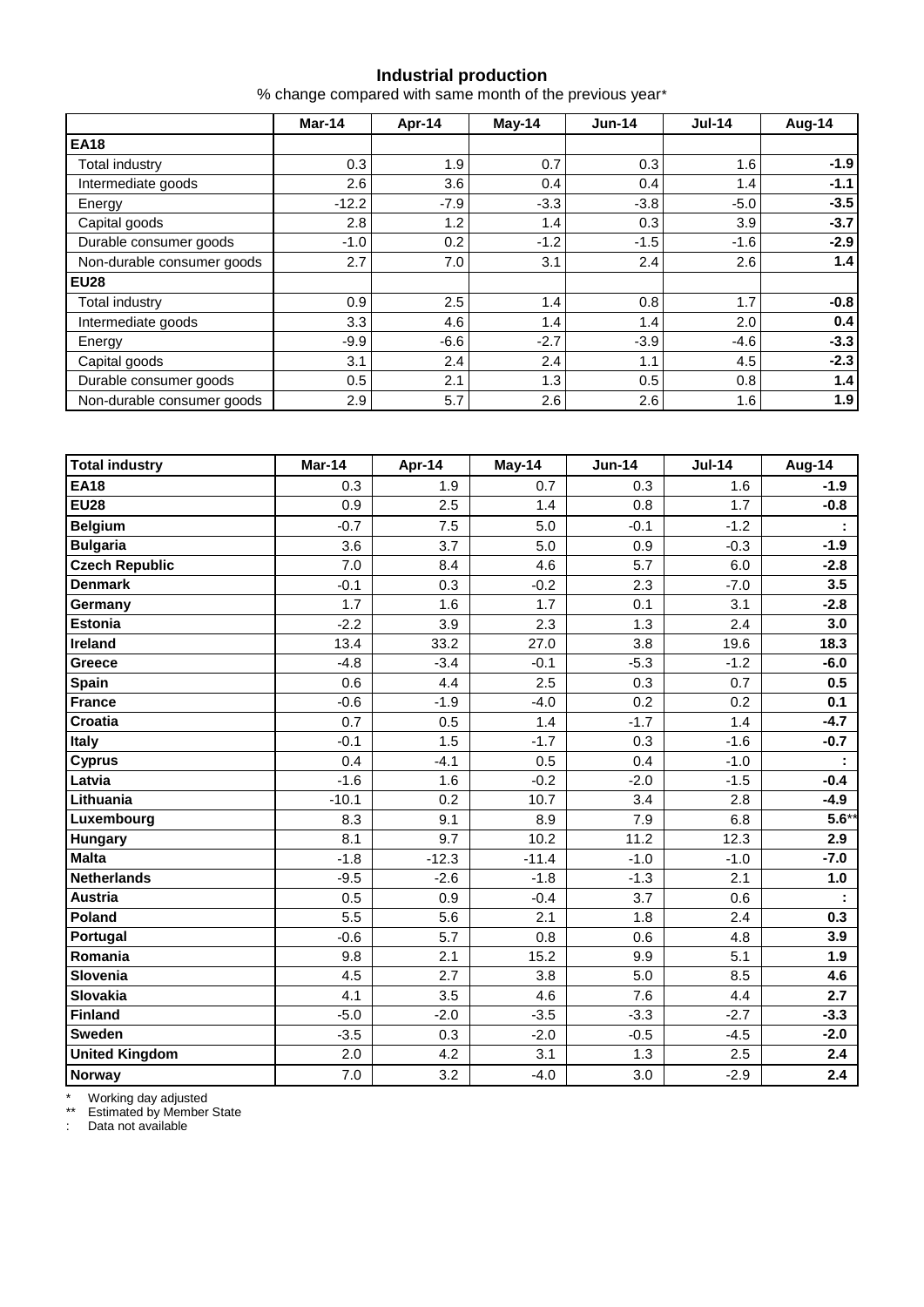## Industrial production

% change compared with same month of the previous year*

| | Mar-14 | Apr-14 | May-14 | Jun-14 | Jul-14 | Aug-14 |
|---|---|---|---|---|---|---|
| **EA18** | | | | | | |
| Total industry | 0.3 | 1.9 | 0.7 | 0.3 | 1.6 | **-1.9** |
| Intermediate goods | 2.6 | 3.6 | 0.4 | 0.4 | 1.4 | **-1.1** |
| Energy | -12.2 | -7.9 | -3.3 | -3.8 | -5.0 | **-3.5** |
| Capital goods | 2.8 | 1.2 | 1.4 | 0.3 | 3.9 | **-3.7** |
| Durable consumer goods | -1.0 | 0.2 | -1.2 | -1.5 | -1.6 | **-2.9** |
| Non-durable consumer goods | 2.7 | 7.0 | 3.1 | 2.4 | 2.6 | **1.4** |
| **EU28** | | | | | | |
| Total industry | 0.9 | 2.5 | 1.4 | 0.8 | 1.7 | **-0.8** |
| Intermediate goods | 3.3 | 4.6 | 1.4 | 1.4 | 2.0 | **0.4** |
| Energy | -9.9 | -6.6 | -2.7 | -3.9 | -4.6 | **-3.3** |
| Capital goods | 3.1 | 2.4 | 2.4 | 1.1 | 4.5 | **-2.3** |
| Durable consumer goods | 0.5 | 2.1 | 1.3 | 0.5 | 0.8 | **1.4** |
| Non-durable consumer goods | 2.9 | 5.7 | 2.6 | 2.6 | 1.6 | **1.9** |

| Total industry | Mar-14 | Apr-14 | May-14 | Jun-14 | Jul-14 | Aug-14 |
|---|---|---|---|---|---|---|
| **EA18** | 0.3 | 1.9 | 0.7 | 0.3 | 1.6 | **-1.9** |
| **EU28** | 0.9 | 2.5 | 1.4 | 0.8 | 1.7 | **-0.8** |
| **Belgium** | -0.7 | 7.5 | 5.0 | -0.1 | -1.2 | **:** |
| **Bulgaria** | 3.6 | 3.7 | 5.0 | 0.9 | -0.3 | **-1.9** |
| **Czech Republic** | 7.0 | 8.4 | 4.6 | 5.7 | 6.0 | **-2.8** |
| **Denmark** | -0.1 | 0.3 | -0.2 | 2.3 | -7.0 | **3.5** |
| **Germany** | 1.7 | 1.6 | 1.7 | 0.1 | 3.1 | **-2.8** |
| **Estonia** | -2.2 | 3.9 | 2.3 | 1.3 | 2.4 | **3.0** |
| **Ireland** | 13.4 | 33.2 | 27.0 | 3.8 | 19.6 | **18.3** |
| **Greece** | -4.8 | -3.4 | -0.1 | -5.3 | -1.2 | **-6.0** |
| **Spain** | 0.6 | 4.4 | 2.5 | 0.3 | 0.7 | **0.5** |
| **France** | -0.6 | -1.9 | -4.0 | 0.2 | 0.2 | **0.1** |
| **Croatia** | 0.7 | 0.5 | 1.4 | -1.7 | 1.4 | **-4.7** |
| **Italy** | -0.1 | 1.5 | -1.7 | 0.3 | -1.6 | **-0.7** |
| **Cyprus** | 0.4 | -4.1 | 0.5 | 0.4 | -1.0 | **:** |
| **Latvia** | -1.6 | 1.6 | -0.2 | -2.0 | -1.5 | **-0.4** |
| **Lithuania** | -10.1 | 0.2 | 10.7 | 3.4 | 2.8 | **-4.9** |
| **Luxembourg** | 8.3 | 9.1 | 8.9 | 7.9 | 6.8 | **5.6****|
| **Hungary** | 8.1 | 9.7 | 10.2 | 11.2 | 12.3 | **2.9** |
| **Malta** | -1.8 | -12.3 | -11.4 | -1.0 | -1.0 | **-7.0** |
| **Netherlands** | -9.5 | -2.6 | -1.8 | -1.3 | 2.1 | **1.0** |
| **Austria** | 0.5 | 0.9 | -0.4 | 3.7 | 0.6 | **:** |
| **Poland** | 5.5 | 5.6 | 2.1 | 1.8 | 2.4 | **0.3** |
| **Portugal** | -0.6 | 5.7 | 0.8 | 0.6 | 4.8 | **3.9** |
| **Romania** | 9.8 | 2.1 | 15.2 | 9.9 | 5.1 | **1.9** |
| **Slovenia** | 4.5 | 2.7 | 3.8 | 5.0 | 8.5 | **4.6** |
| **Slovakia** | 4.1 | 3.5 | 4.6 | 7.6 | 4.4 | **2.7** |
| **Finland** | -5.0 | -2.0 | -3.5 | -3.3 | -2.7 | **-3.3** |
| **Sweden** | -3.5 | 0.3 | -2.0 | -0.5 | -4.5 | **-2.0** |
| **United Kingdom** | 2.0 | 4.2 | 3.1 | 1.3 | 2.5 | **2.4** |
| **Norway** | 7.0 | 3.2 | -4.0 | 3.0 | -2.9 | **2.4** |

\* Working day adjusted

** Estimated by Member State

: Data not available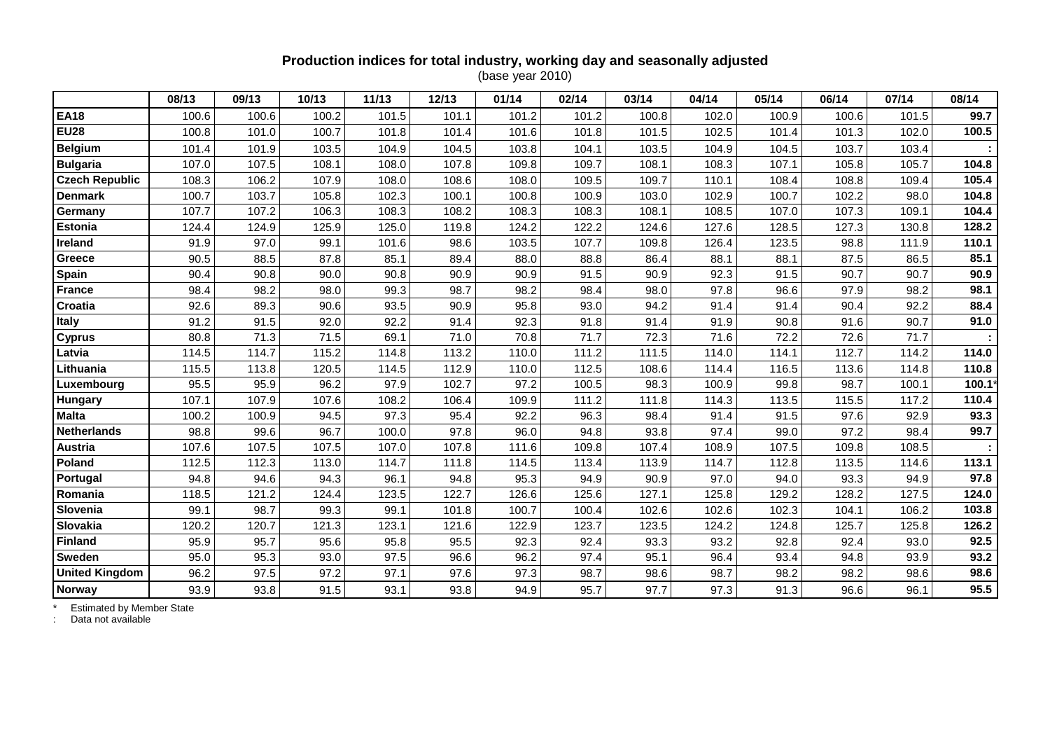**Production indices for total industry, working day and seasonally adjusted**
(base year 2010)

| | 08/13 | 09/13 | 10/13 | 11/13 | 12/13 | 01/14 | 02/14 | 03/14 | 04/14 | 05/14 | 06/14 | 07/14 | 08/14 |
|---|---|---|---|---|---|---|---|---|---|---|---|---|---|
| **EA18** | 100.6 | 100.6 | 100.2 | 101.5 | 101.1 | 101.2 | 101.2 | 100.8 | 102.0 | 100.9 | 100.6 | 101.5 | **99.7** |
| **EU28** | 100.8 | 101.0 | 100.7 | 101.8 | 101.4 | 101.6 | 101.8 | 101.5 | 102.5 | 101.4 | 101.3 | 102.0 | **100.5** |
| **Belgium** | 101.4 | 101.9 | 103.5 | 104.9 | 104.5 | 103.8 | 104.1 | 103.5 | 104.9 | 104.5 | 103.7 | 103.4 | **:** |
| **Bulgaria** | 107.0 | 107.5 | 108.1 | 108.0 | 107.8 | 109.8 | 109.7 | 108.1 | 108.3 | 107.1 | 105.8 | 105.7 | **104.8** |
| **Czech Republic** | 108.3 | 106.2 | 107.9 | 108.0 | 108.6 | 108.0 | 109.5 | 109.7 | 110.1 | 108.4 | 108.8 | 109.4 | **105.4** |
| **Denmark** | 100.7 | 103.7 | 105.8 | 102.3 | 100.1 | 100.8 | 100.9 | 103.0 | 102.9 | 100.7 | 102.2 | 98.0 | **104.8** |
| **Germany** | 107.7 | 107.2 | 106.3 | 108.3 | 108.2 | 108.3 | 108.3 | 108.1 | 108.5 | 107.0 | 107.3 | 109.1 | **104.4** |
| **Estonia** | 124.4 | 124.9 | 125.9 | 125.0 | 119.8 | 124.2 | 122.2 | 124.6 | 127.6 | 128.5 | 127.3 | 130.8 | **128.2** |
| **Ireland** | 91.9 | 97.0 | 99.1 | 101.6 | 98.6 | 103.5 | 107.7 | 109.8 | 126.4 | 123.5 | 98.8 | 111.9 | **110.1** |
| **Greece** | 90.5 | 88.5 | 87.8 | 85.1 | 89.4 | 88.0 | 88.8 | 86.4 | 88.1 | 88.1 | 87.5 | 86.5 | **85.1** |
| **Spain** | 90.4 | 90.8 | 90.0 | 90.8 | 90.9 | 90.9 | 91.5 | 90.9 | 92.3 | 91.5 | 90.7 | 90.7 | **90.9** |
| **France** | 98.4 | 98.2 | 98.0 | 99.3 | 98.7 | 98.2 | 98.4 | 98.0 | 97.8 | 96.6 | 97.9 | 98.2 | **98.1** |
| **Croatia** | 92.6 | 89.3 | 90.6 | 93.5 | 90.9 | 95.8 | 93.0 | 94.2 | 91.4 | 91.4 | 90.4 | 92.2 | **88.4** |
| **Italy** | 91.2 | 91.5 | 92.0 | 92.2 | 91.4 | 92.3 | 91.8 | 91.4 | 91.9 | 90.8 | 91.6 | 90.7 | **91.0** |
| **Cyprus** | 80.8 | 71.3 | 71.5 | 69.1 | 71.0 | 70.8 | 71.7 | 72.3 | 71.6 | 72.2 | 72.6 | 71.7 | **:** |
| **Latvia** | 114.5 | 114.7 | 115.2 | 114.8 | 113.2 | 110.0 | 111.2 | 111.5 | 114.0 | 114.1 | 112.7 | 114.2 | **114.0** |
| **Lithuania** | 115.5 | 113.8 | 120.5 | 114.5 | 112.9 | 110.0 | 112.5 | 108.6 | 114.4 | 116.5 | 113.6 | 114.8 | **110.8** |
| **Luxembourg** | 95.5 | 95.9 | 96.2 | 97.9 | 102.7 | 97.2 | 100.5 | 98.3 | 100.9 | 99.8 | 98.7 | 100.1 | **100.1*** |
| **Hungary** | 107.1 | 107.9 | 107.6 | 108.2 | 106.4 | 109.9 | 111.2 | 111.8 | 114.3 | 113.5 | 115.5 | 117.2 | **110.4** |
| **Malta** | 100.2 | 100.9 | 94.5 | 97.3 | 95.4 | 92.2 | 96.3 | 98.4 | 91.4 | 91.5 | 97.6 | 92.9 | **93.3** |
| **Netherlands** | 98.8 | 99.6 | 96.7 | 100.0 | 97.8 | 96.0 | 94.8 | 93.8 | 97.4 | 99.0 | 97.2 | 98.4 | **99.7** |
| **Austria** | 107.6 | 107.5 | 107.5 | 107.0 | 107.8 | 111.6 | 109.8 | 107.4 | 108.9 | 107.5 | 109.8 | 108.5 | **:** |
| **Poland** | 112.5 | 112.3 | 113.0 | 114.7 | 111.8 | 114.5 | 113.4 | 113.9 | 114.7 | 112.8 | 113.5 | 114.6 | **113.1** |
| **Portugal** | 94.8 | 94.6 | 94.3 | 96.1 | 94.8 | 95.3 | 94.9 | 90.9 | 97.0 | 94.0 | 93.3 | 94.9 | **97.8** |
| **Romania** | 118.5 | 121.2 | 124.4 | 123.5 | 122.7 | 126.6 | 125.6 | 127.1 | 125.8 | 129.2 | 128.2 | 127.5 | **124.0** |
| **Slovenia** | 99.1 | 98.7 | 99.3 | 99.1 | 101.8 | 100.7 | 100.4 | 102.6 | 102.6 | 102.3 | 104.1 | 106.2 | **103.8** |
| **Slovakia** | 120.2 | 120.7 | 121.3 | 123.1 | 121.6 | 122.9 | 123.7 | 123.5 | 124.2 | 124.8 | 125.7 | 125.8 | **126.2** |
| **Finland** | 95.9 | 95.7 | 95.6 | 95.8 | 95.5 | 92.3 | 92.4 | 93.3 | 93.2 | 92.8 | 92.4 | 93.0 | **92.5** |
| **Sweden** | 95.0 | 95.3 | 93.0 | 97.5 | 96.6 | 96.2 | 97.4 | 95.1 | 96.4 | 93.4 | 94.8 | 93.9 | **93.2** |
| **United Kingdom** | 96.2 | 97.5 | 97.2 | 97.1 | 97.6 | 97.3 | 98.7 | 98.6 | 98.7 | 98.2 | 98.2 | 98.6 | **98.6** |
| **Norway** | 93.9 | 93.8 | 91.5 | 93.1 | 93.8 | 94.9 | 95.7 | 97.7 | 97.3 | 91.3 | 96.6 | 96.1 | **95.5** |

\* Estimated by Member State
: Data not available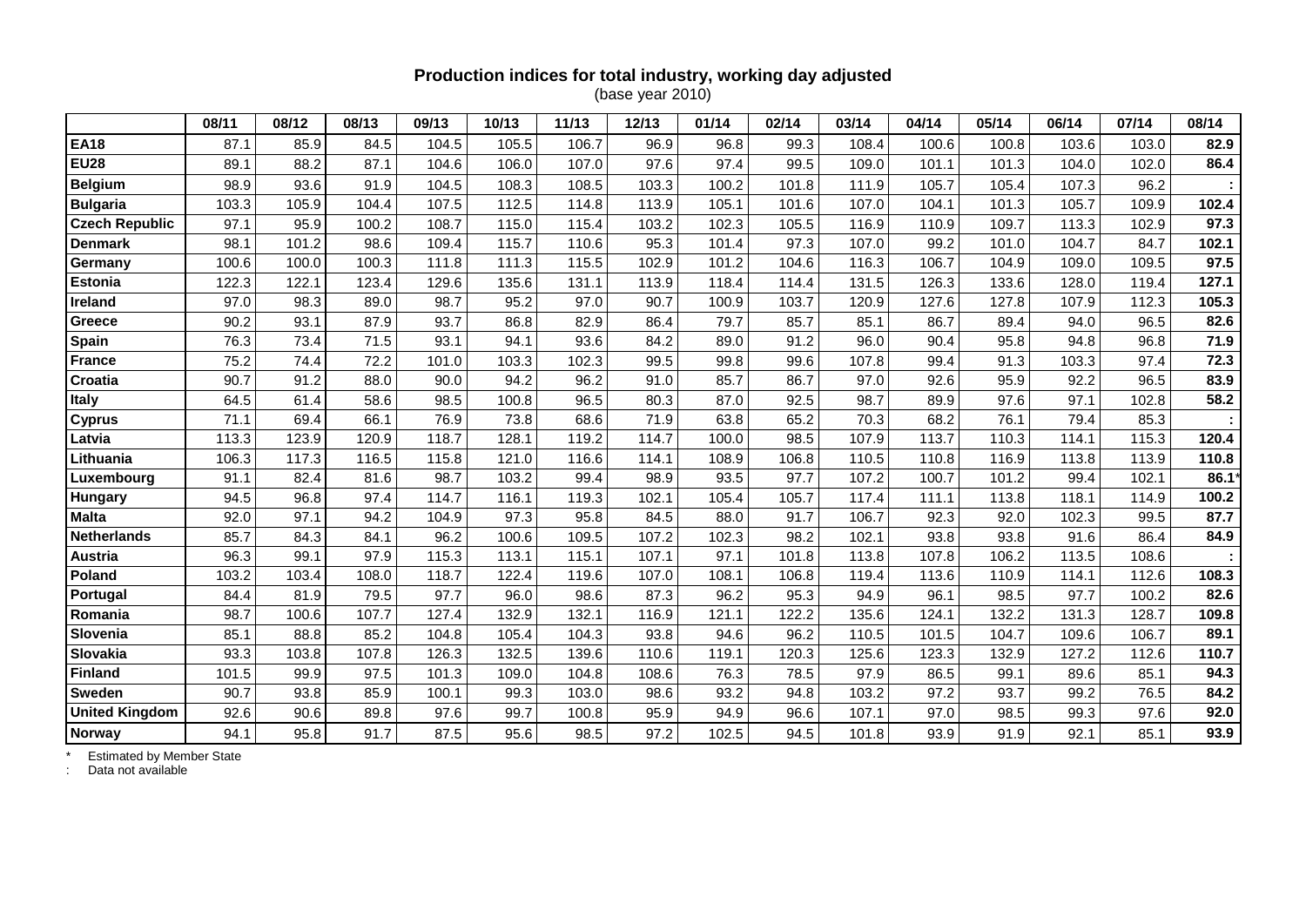**Production indices for total industry, working day adjusted**
(base year 2010)

| | 08/11 | 08/12 | 08/13 | 09/13 | 10/13 | 11/13 | 12/13 | 01/14 | 02/14 | 03/14 | 04/14 | 05/14 | 06/14 | 07/14 | 08/14 |
|---|---|---|---|---|---|---|---|---|---|---|---|---|---|---|---|
| **EA18** | 87.1 | 85.9 | 84.5 | 104.5 | 105.5 | 106.7 | 96.9 | 96.8 | 99.3 | 108.4 | 100.6 | 100.8 | 103.6 | 103.0 | **82.9** |
| **EU28** | 89.1 | 88.2 | 87.1 | 104.6 | 106.0 | 107.0 | 97.6 | 97.4 | 99.5 | 109.0 | 101.1 | 101.3 | 104.0 | 102.0 | **86.4** |
| **Belgium** | 98.9 | 93.6 | 91.9 | 104.5 | 108.3 | 108.5 | 103.3 | 100.2 | 101.8 | 111.9 | 105.7 | 105.4 | 107.3 | 96.2 | **:** |
| **Bulgaria** | 103.3 | 105.9 | 104.4 | 107.5 | 112.5 | 114.8 | 113.9 | 105.1 | 101.6 | 107.0 | 104.1 | 101.3 | 105.7 | 109.9 | **102.4** |
| **Czech Republic** | 97.1 | 95.9 | 100.2 | 108.7 | 115.0 | 115.4 | 103.2 | 102.3 | 105.5 | 116.9 | 110.9 | 109.7 | 113.3 | 102.9 | **97.3** |
| **Denmark** | 98.1 | 101.2 | 98.6 | 109.4 | 115.7 | 110.6 | 95.3 | 101.4 | 97.3 | 107.0 | 99.2 | 101.0 | 104.7 | 84.7 | **102.1** |
| **Germany** | 100.6 | 100.0 | 100.3 | 111.8 | 111.3 | 115.5 | 102.9 | 101.2 | 104.6 | 116.3 | 106.7 | 104.9 | 109.0 | 109.5 | **97.5** |
| **Estonia** | 122.3 | 122.1 | 123.4 | 129.6 | 135.6 | 131.1 | 113.9 | 118.4 | 114.4 | 131.5 | 126.3 | 133.6 | 128.0 | 119.4 | **127.1** |
| **Ireland** | 97.0 | 98.3 | 89.0 | 98.7 | 95.2 | 97.0 | 90.7 | 100.9 | 103.7 | 120.9 | 127.6 | 127.8 | 107.9 | 112.3 | **105.3** |
| **Greece** | 90.2 | 93.1 | 87.9 | 93.7 | 86.8 | 82.9 | 86.4 | 79.7 | 85.7 | 85.1 | 86.7 | 89.4 | 94.0 | 96.5 | **82.6** |
| **Spain** | 76.3 | 73.4 | 71.5 | 93.1 | 94.1 | 93.6 | 84.2 | 89.0 | 91.2 | 96.0 | 90.4 | 95.8 | 94.8 | 96.8 | **71.9** |
| **France** | 75.2 | 74.4 | 72.2 | 101.0 | 103.3 | 102.3 | 99.5 | 99.8 | 99.6 | 107.8 | 99.4 | 91.3 | 103.3 | 97.4 | **72.3** |
| **Croatia** | 90.7 | 91.2 | 88.0 | 90.0 | 94.2 | 96.2 | 91.0 | 85.7 | 86.7 | 97.0 | 92.6 | 95.9 | 92.2 | 96.5 | **83.9** |
| **Italy** | 64.5 | 61.4 | 58.6 | 98.5 | 100.8 | 96.5 | 80.3 | 87.0 | 92.5 | 98.7 | 89.9 | 97.6 | 97.1 | 102.8 | **58.2** |
| **Cyprus** | 71.1 | 69.4 | 66.1 | 76.9 | 73.8 | 68.6 | 71.9 | 63.8 | 65.2 | 70.3 | 68.2 | 76.1 | 79.4 | 85.3 | **:** |
| **Latvia** | 113.3 | 123.9 | 120.9 | 118.7 | 128.1 | 119.2 | 114.7 | 100.0 | 98.5 | 107.9 | 113.7 | 110.3 | 114.1 | 115.3 | **120.4** |
| **Lithuania** | 106.3 | 117.3 | 116.5 | 115.8 | 121.0 | 116.6 | 114.1 | 108.9 | 106.8 | 110.5 | 110.8 | 116.9 | 113.8 | 113.9 | **110.8** |
| **Luxembourg** | 91.1 | 82.4 | 81.6 | 98.7 | 103.2 | 99.4 | 98.9 | 93.5 | 97.7 | 107.2 | 100.7 | 101.2 | 99.4 | 102.1 | **86.1***|
| **Hungary** | 94.5 | 96.8 | 97.4 | 114.7 | 116.1 | 119.3 | 102.1 | 105.4 | 105.7 | 117.4 | 111.1 | 113.8 | 118.1 | 114.9 | **100.2** |
| **Malta** | 92.0 | 97.1 | 94.2 | 104.9 | 97.3 | 95.8 | 84.5 | 88.0 | 91.7 | 106.7 | 92.3 | 92.0 | 102.3 | 99.5 | **87.7** |
| **Netherlands** | 85.7 | 84.3 | 84.1 | 96.2 | 100.6 | 109.5 | 107.2 | 102.3 | 98.2 | 102.1 | 93.8 | 93.8 | 91.6 | 86.4 | **84.9** |
| **Austria** | 96.3 | 99.1 | 97.9 | 115.3 | 113.1 | 115.1 | 107.1 | 97.1 | 101.8 | 113.8 | 107.8 | 106.2 | 113.5 | 108.6 | **:** |
| **Poland** | 103.2 | 103.4 | 108.0 | 118.7 | 122.4 | 119.6 | 107.0 | 108.1 | 106.8 | 119.4 | 113.6 | 110.9 | 114.1 | 112.6 | **108.3** |
| **Portugal** | 84.4 | 81.9 | 79.5 | 97.7 | 96.0 | 98.6 | 87.3 | 96.2 | 95.3 | 94.9 | 96.1 | 98.5 | 97.7 | 100.2 | **82.6** |
| **Romania** | 98.7 | 100.6 | 107.7 | 127.4 | 132.9 | 132.1 | 116.9 | 121.1 | 122.2 | 135.6 | 124.1 | 132.2 | 131.3 | 128.7 | **109.8** |
| **Slovenia** | 85.1 | 88.8 | 85.2 | 104.8 | 105.4 | 104.3 | 93.8 | 94.6 | 96.2 | 110.5 | 101.5 | 104.7 | 109.6 | 106.7 | **89.1** |
| **Slovakia** | 93.3 | 103.8 | 107.8 | 126.3 | 132.5 | 139.6 | 110.6 | 119.1 | 120.3 | 125.6 | 123.3 | 132.9 | 127.2 | 112.6 | **110.7** |
| **Finland** | 101.5 | 99.9 | 97.5 | 101.3 | 109.0 | 104.8 | 108.6 | 76.3 | 78.5 | 97.9 | 86.5 | 99.1 | 89.6 | 85.1 | **94.3** |
| **Sweden** | 90.7 | 93.8 | 85.9 | 100.1 | 99.3 | 103.0 | 98.6 | 93.2 | 94.8 | 103.2 | 97.2 | 93.7 | 99.2 | 76.5 | **84.2** |
| **United Kingdom** | 92.6 | 90.6 | 89.8 | 97.6 | 99.7 | 100.8 | 95.9 | 94.9 | 96.6 | 107.1 | 97.0 | 98.5 | 99.3 | 97.6 | **92.0** |
| **Norway** | 94.1 | 95.8 | 91.7 | 87.5 | 95.6 | 98.5 | 97.2 | 102.5 | 94.5 | 101.8 | 93.9 | 91.9 | 92.1 | 85.1 | **93.9** |

\* Estimated by Member State

: Data not available